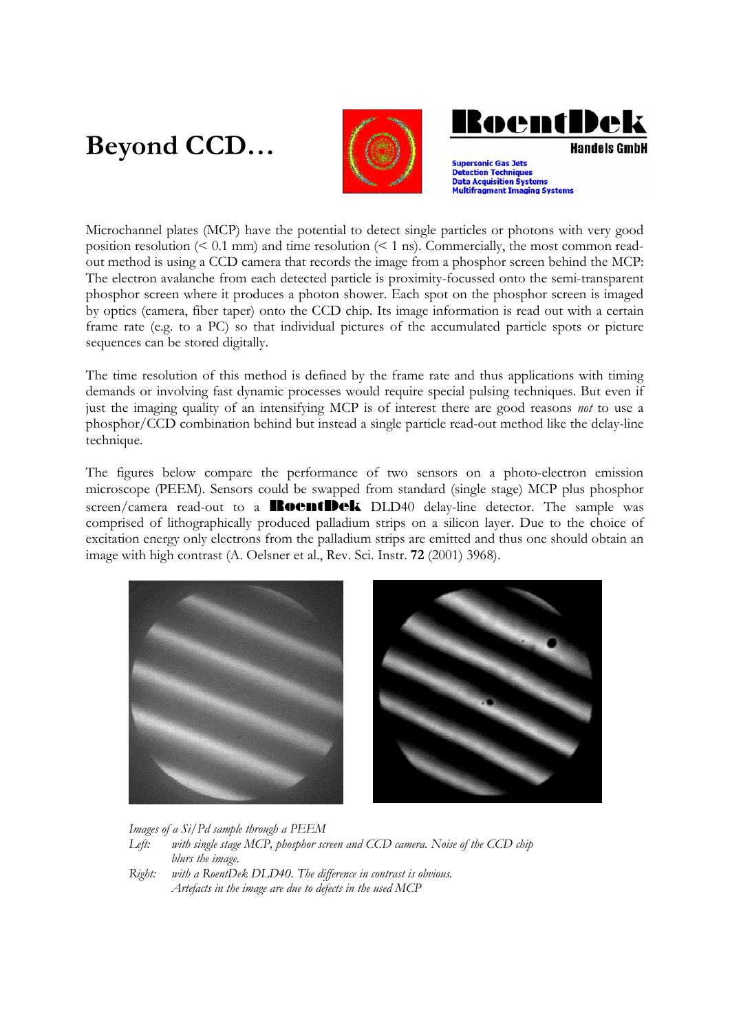# Beyond CCD…

RoentDek Handels GmbH

Supersonic Gas Jets
Detection Techniques
Data Acquisition Systems
Multifragment Imaging Systems

Microchannel plates (MCP) have the potential to detect single particles or photons with very good position resolution (< 0.1 mm) and time resolution (< 1 ns). Commercially, the most common read-out method is using a CCD camera that records the image from a phosphor screen behind the MCP: The electron avalanche from each detected particle is proximity-focussed onto the semi-transparent phosphor screen where it produces a photon shower. Each spot on the phosphor screen is imaged by optics (camera, fiber taper) onto the CCD chip. Its image information is read out with a certain frame rate (e.g. to a PC) so that individual pictures of the accumulated particle spots or picture sequences can be stored digitally.

The time resolution of this method is defined by the frame rate and thus applications with timing demands or involving fast dynamic processes would require special pulsing techniques. But even if just the imaging quality of an intensifying MCP is of interest there are good reasons *not* to use a phosphor/CCD combination behind but instead a single particle read-out method like the delay-line technique.

The figures below compare the performance of two sensors on a photo-electron emission microscope (PEEM). Sensors could be swapped from standard (single stage) MCP plus phosphor screen/camera read-out to a RoentDek DLD40 delay-line detector. The sample was comprised of lithographically produced palladium strips on a silicon layer. Due to the choice of excitation energy only electrons from the palladium strips are emitted and thus one should obtain an image with high contrast (A. Oelsner et al., Rev. Sci. Instr. **72** (2001) 3968).

*Images of a Si/Pd sample through a PEEM*
*Left: with single stage MCP, phosphor screen and CCD camera. Noise of the CCD chip blurs the image.*
*Right: with a RoentDek DLD40. The difference in contrast is obvious. Artefacts in the image are due to defects in the used MCP*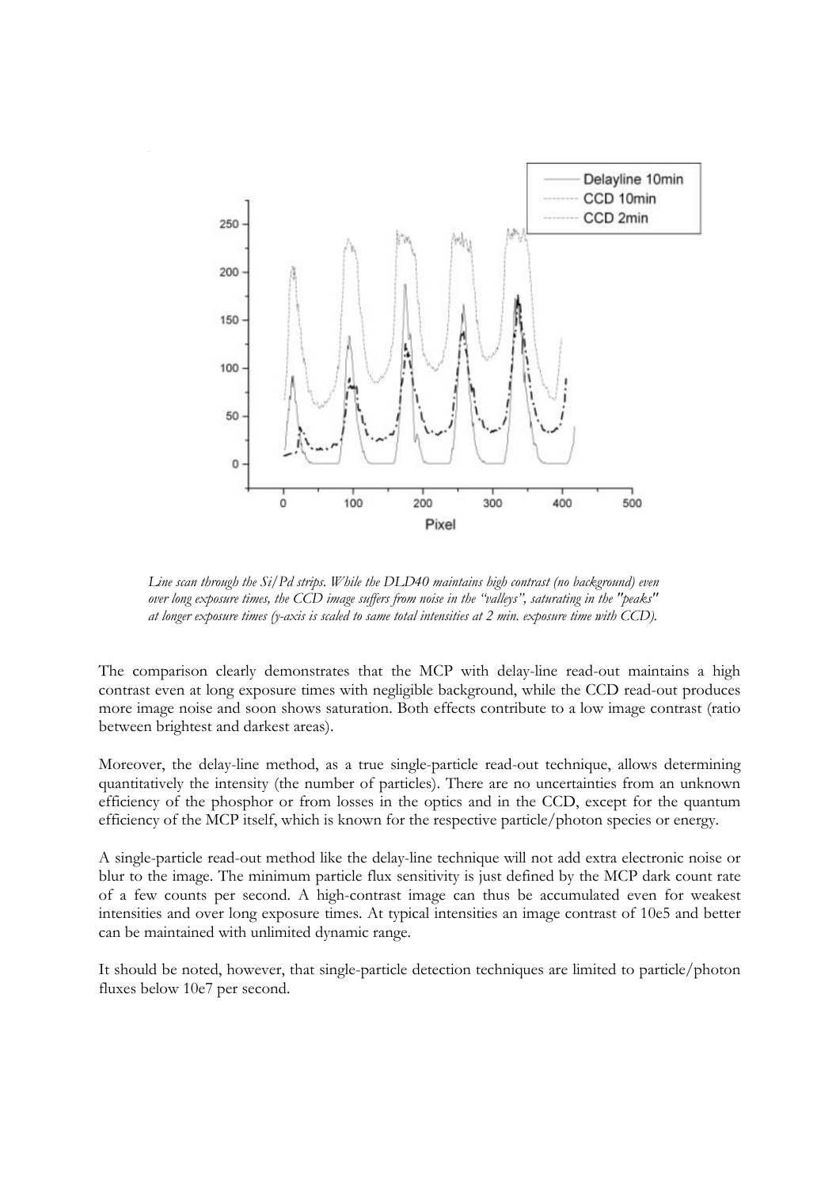Delayline 10min
CCD 10min
CCD 2min

250
200
150
100
50
0

0
100
200
300
400
500

Pixel

*Line scan through the Si/Pd strips. While the DLD40 maintains high contrast (no background) even over long exposure times, the CCD image suffers from noise in the "valleys", saturating in the "peaks" at longer exposure times (y-axis is scaled to same total intensities at 2 min. exposure time with CCD).*

The comparison clearly demonstrates that the MCP with delay-line read-out maintains a high contrast even at long exposure times with negligible background, while the CCD read-out produces more image noise and soon shows saturation. Both effects contribute to a low image contrast (ratio between brightest and darkest areas).

Moreover, the delay-line method, as a true single-particle read-out technique, allows determining quantitatively the intensity (the number of particles). There are no uncertainties from an unknown efficiency of the phosphor or from losses in the optics and in the CCD, except for the quantum efficiency of the MCP itself, which is known for the respective particle/photon species or energy.

A single-particle read-out method like the delay-line technique will not add extra electronic noise or blur to the image. The minimum particle flux sensitivity is just defined by the MCP dark count rate of a few counts per second. A high-contrast image can thus be accumulated even for weakest intensities and over long exposure times. At typical intensities an image contrast of 10e5 and better can be maintained with unlimited dynamic range.

It should be noted, however, that single-particle detection techniques are limited to particle/photon fluxes below 10e7 per second.